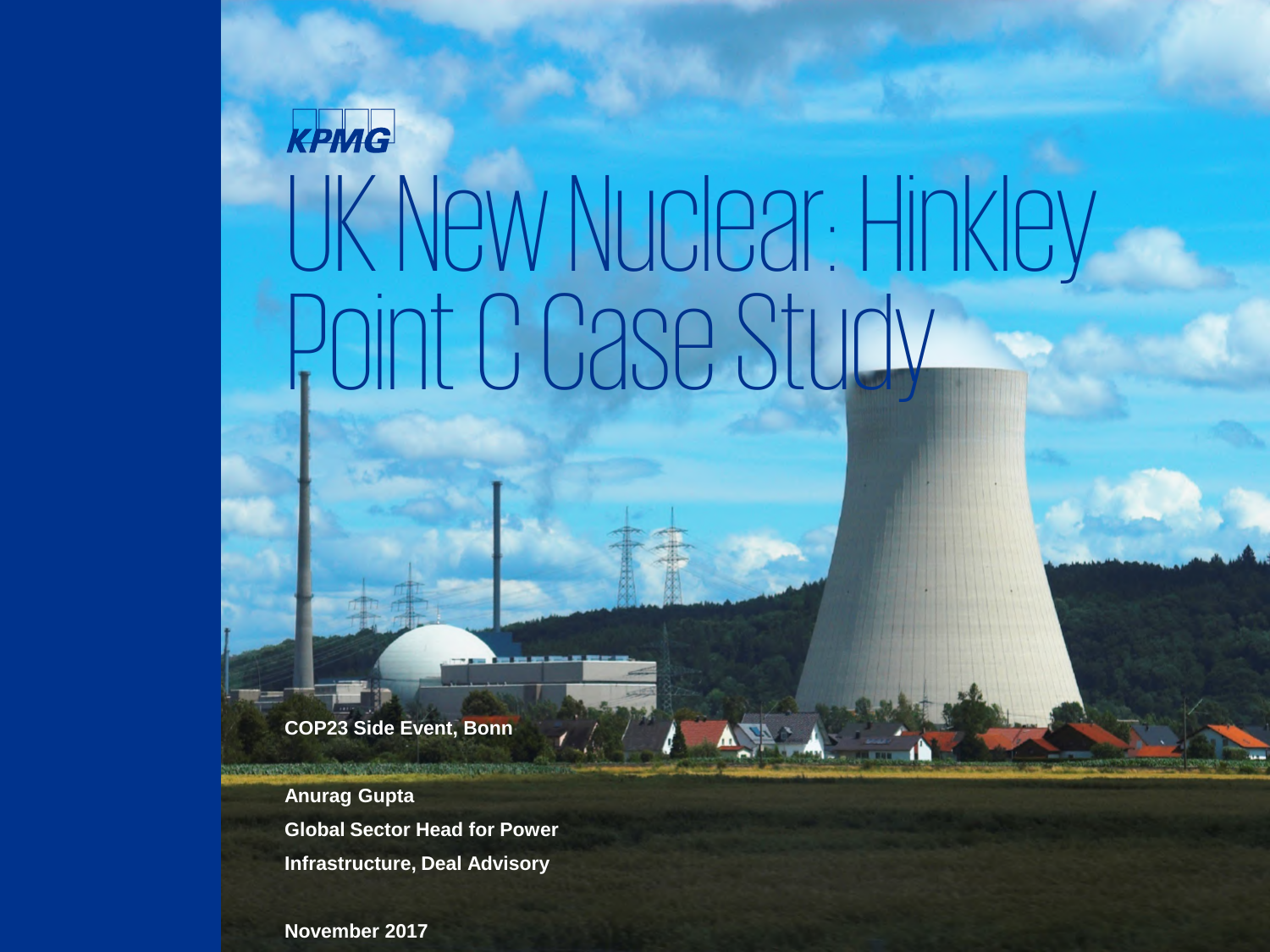KPMG

# UK New Nuclear: Hinkley Point C Case Study

**COP23 Side Event, Bonn**

**Anurag Gupta**

**Global Sector Head for Power**

**Infrastructure, Deal Advisory**

**November 2017**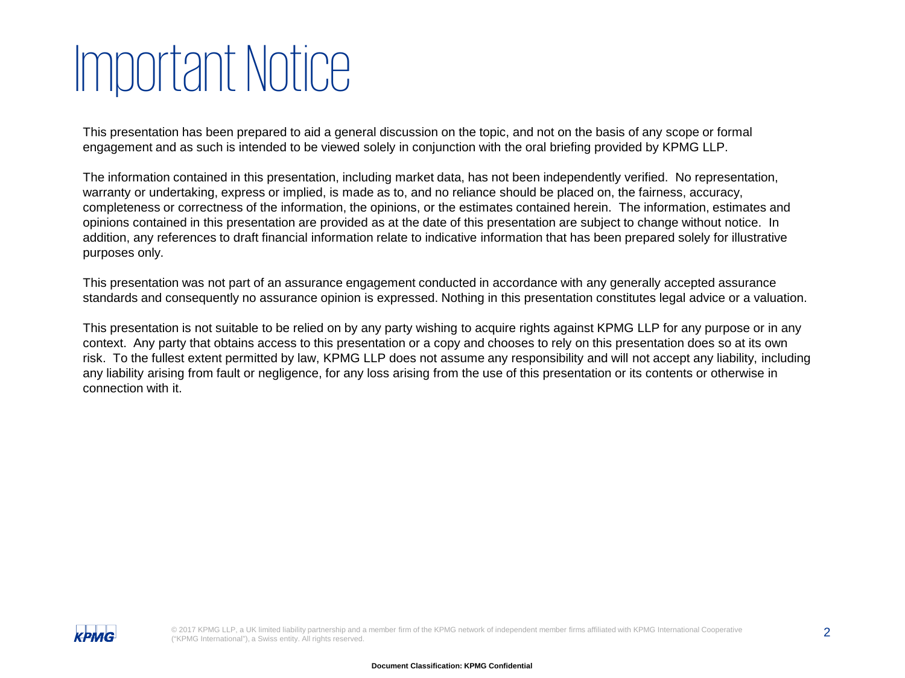# Important Notice

This presentation has been prepared to aid a general discussion on the topic, and not on the basis of any scope or formal engagement and as such is intended to be viewed solely in conjunction with the oral briefing provided by KPMG LLP.

The information contained in this presentation, including market data, has not been independently verified. No representation, warranty or undertaking, express or implied, is made as to, and no reliance should be placed on, the fairness, accuracy, completeness or correctness of the information, the opinions, or the estimates contained herein. The information, estimates and opinions contained in this presentation are provided as at the date of this presentation are subject to change without notice. In addition, any references to draft financial information relate to indicative information that has been prepared solely for illustrative purposes only.

This presentation was not part of an assurance engagement conducted in accordance with any generally accepted assurance standards and consequently no assurance opinion is expressed. Nothing in this presentation constitutes legal advice or a valuation.

This presentation is not suitable to be relied on by any party wishing to acquire rights against KPMG LLP for any purpose or in any context. Any party that obtains access to this presentation or a copy and chooses to rely on this presentation does so at its own risk. To the fullest extent permitted by law, KPMG LLP does not assume any responsibility and will not accept any liability, including any liability arising from fault or negligence, for any loss arising from the use of this presentation or its contents or otherwise in connection with it.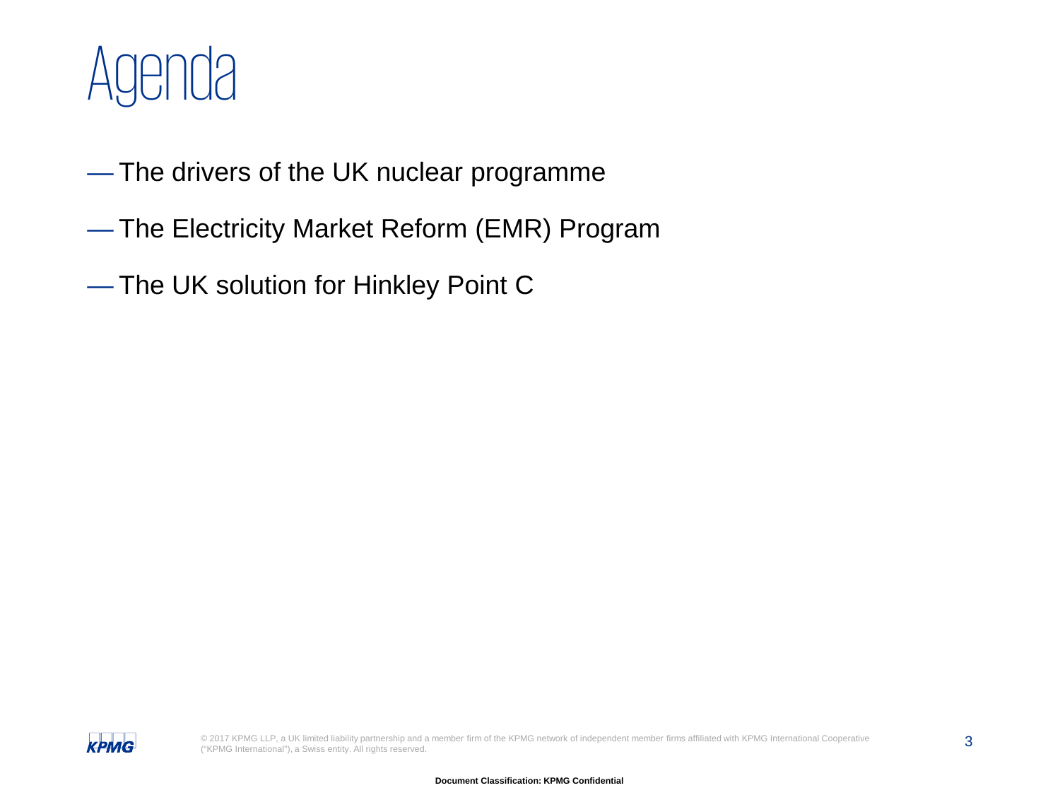# Agenda

- The drivers of the UK nuclear programme
- The Electricity Market Reform (EMR) Program
- The UK solution for Hinkley Point C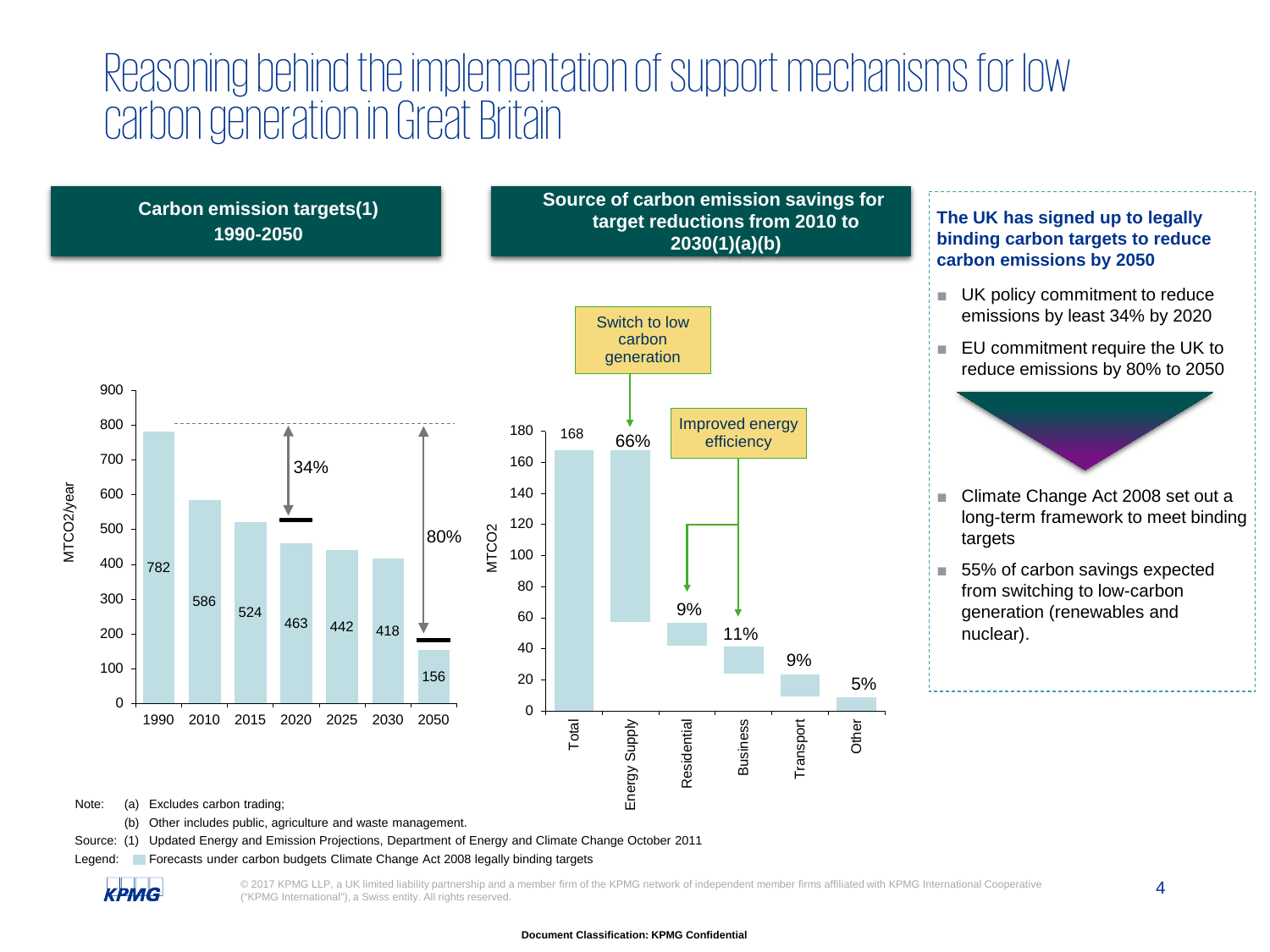# Reasoning behind the implementation of support mechanisms for low carbon generation in Great Britain

**Carbon emission targets(1) 1990-2050**

| Year | MTCO2/year |
|---|---|
| 1990 | 782 |
| 2010 | 586 |
| 2015 | 524 |
| 2020 | 463 |
| 2025 | 442 |
| 2030 | 418 |
| 2050 | 156 |

34% reduction target by 2020; 80% reduction target by 2050.

**Source of carbon emission savings for target reductions from 2010 to 2030(1)(a)(b)**

| Source | Share | |
|---|---|---|
| Total | 168 MTCO2 | |
| Energy Supply | 66% | Switch to low carbon generation |
| Residential | 9% | Improved energy efficiency |
| Business | 11% | Improved energy efficiency |
| Transport | 9% | |
| Other | 5% | |

**The UK has signed up to legally binding carbon targets to reduce carbon emissions by 2050**

- UK policy commitment to reduce emissions by least 34% by 2020
- EU commitment require the UK to reduce emissions by 80% to 2050

- Climate Change Act 2008 set out a long-term framework to meet binding targets
- 55% of carbon savings expected from switching to low-carbon generation (renewables and nuclear).

Note: (a) Excludes carbon trading;
(b) Other includes public, agriculture and waste management.

Source: (1) Updated Energy and Emission Projections, Department of Energy and Climate Change October 2011

Legend: Forecasts under carbon budgets Climate Change Act 2008 legally binding targets

© 2017 KPMG LLP, a UK limited liability partnership and a member firm of the KPMG network of independent member firms affiliated with KPMG International Cooperative ("KPMG International"), a Swiss entity. All rights reserved.

Document Classification: KPMG Confidential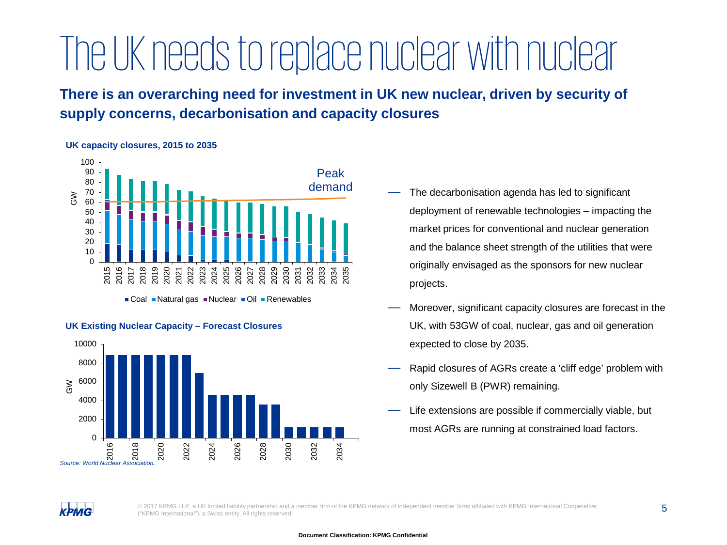# The UK needs to replace nuclear with nuclear

**There is an overarching need for investment in UK new nuclear, driven by security of supply concerns, decarbonisation and capacity closures**

**UK capacity closures, 2015 to 2035**

**UK Existing Nuclear Capacity – Forecast Closures**

*Source: World Nuclear Association.*

- The decarbonisation agenda has led to significant deployment of renewable technologies – impacting the market prices for conventional and nuclear generation and the balance sheet strength of the utilities that were originally envisaged as the sponsors for new nuclear projects.
- Moreover, significant capacity closures are forecast in the UK, with 53GW of coal, nuclear, gas and oil generation expected to close by 2035.
- Rapid closures of AGRs create a 'cliff edge' problem with only Sizewell B (PWR) remaining.
- Life extensions are possible if commercially viable, but most AGRs are running at constrained load factors.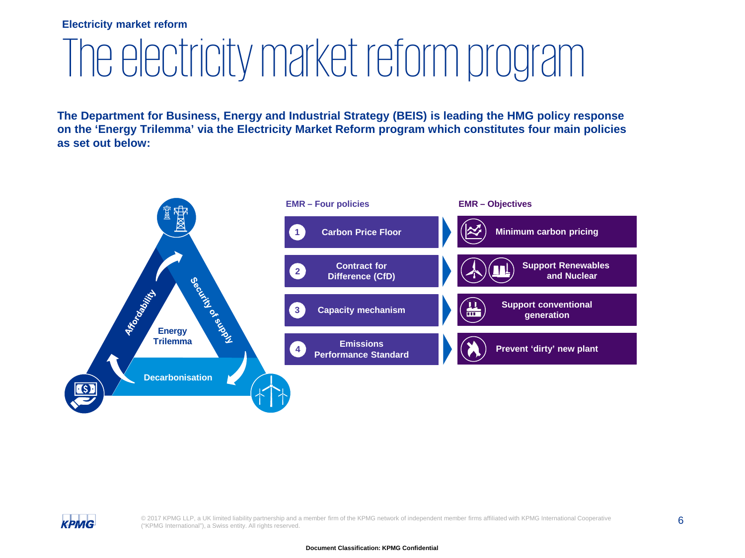Electricity market reform

# The electricity market reform program

**The Department for Business, Energy and Industrial Strategy (BEIS) is leading the HMG policy response on the 'Energy Trilemma' via the Electricity Market Reform program which constitutes four main policies as set out below:**

Energy Trilemma

- Affordability
- Security of supply
- Decarbonisation

| EMR – Four policies | EMR – Objectives |
|---|---|
| 1 Carbon Price Floor | Minimum carbon pricing |
| 2 Contract for Difference (CfD) | Support Renewables and Nuclear |
| 3 Capacity mechanism | Support conventional generation |
| 4 Emissions Performance Standard | Prevent 'dirty' new plant |

© 2017 KPMG LLP, a UK limited liability partnership and a member firm of the KPMG network of independent member firms affiliated with KPMG International Cooperative ("KPMG International"), a Swiss entity. All rights reserved.

Document Classification: KPMG Confidential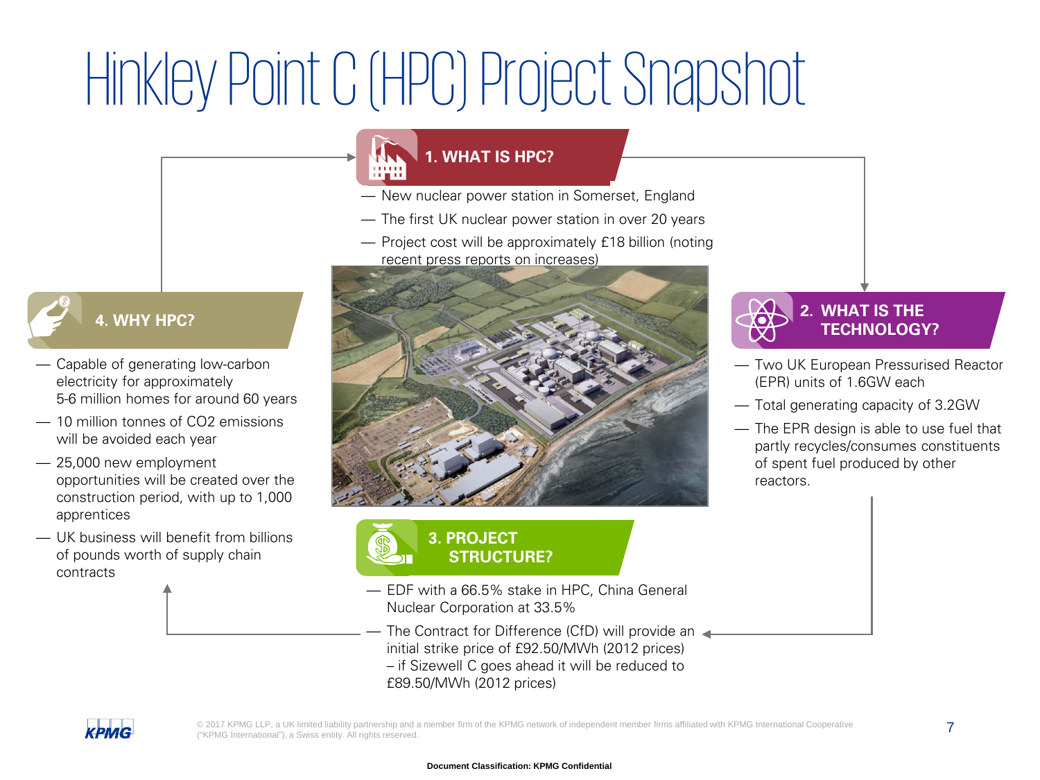# Hinkley Point C (HPC) Project Snapshot

## 1. WHAT IS HPC?

- New nuclear power station in Somerset, England
- The first UK nuclear power station in over 20 years
- Project cost will be approximately £18 billion (noting recent press reports on increases)

## 2. WHAT IS THE TECHNOLOGY?

- Two UK European Pressurised Reactor (EPR) units of 1.6GW each
- Total generating capacity of 3.2GW
- The EPR design is able to use fuel that partly recycles/consumes constituents of spent fuel produced by other reactors.

## 3. PROJECT STRUCTURE?

- EDF with a 66.5% stake in HPC, China General Nuclear Corporation at 33.5%
- The Contract for Difference (CfD) will provide an initial strike price of £92.50/MWh (2012 prices) – if Sizewell C goes ahead it will be reduced to £89.50/MWh (2012 prices)

## 4. WHY HPC?

- Capable of generating low-carbon electricity for approximately 5-6 million homes for around 60 years
- 10 million tonnes of $CO_2$ emissions will be avoided each year
- 25,000 new employment opportunities will be created over the construction period, with up to 1,000 apprentices
- UK business will benefit from billions of pounds worth of supply chain contracts

© 2017 KPMG LLP, a UK limited liability partnership and a member firm of the KPMG network of independent member firms affiliated with KPMG International Cooperative ("KPMG International"), a Swiss entity. All rights reserved.

**Document Classification: KPMG Confidential**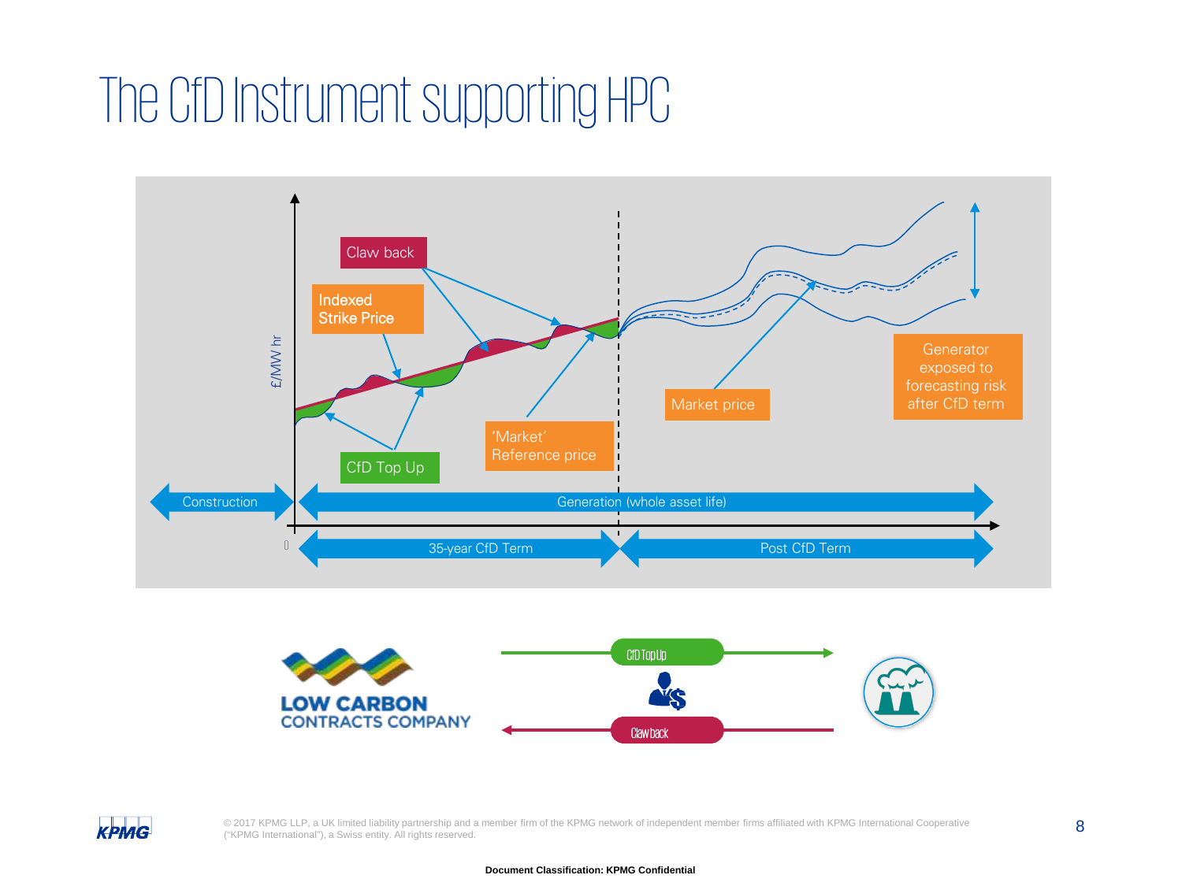# The CfD Instrument supporting HPC

£/MW hr

Claw back

Indexed Strike Price

CfD Top Up

'Market' Reference price

Market price

Generator exposed to forecasting risk after CfD term

Construction

Generation (whole asset life)

0

35-year CfD Term

Post CfD Term

LOW CARBON CONTRACTS COMPANY

CfD Top Up

Claw back

Document Classification: KPMG Confidential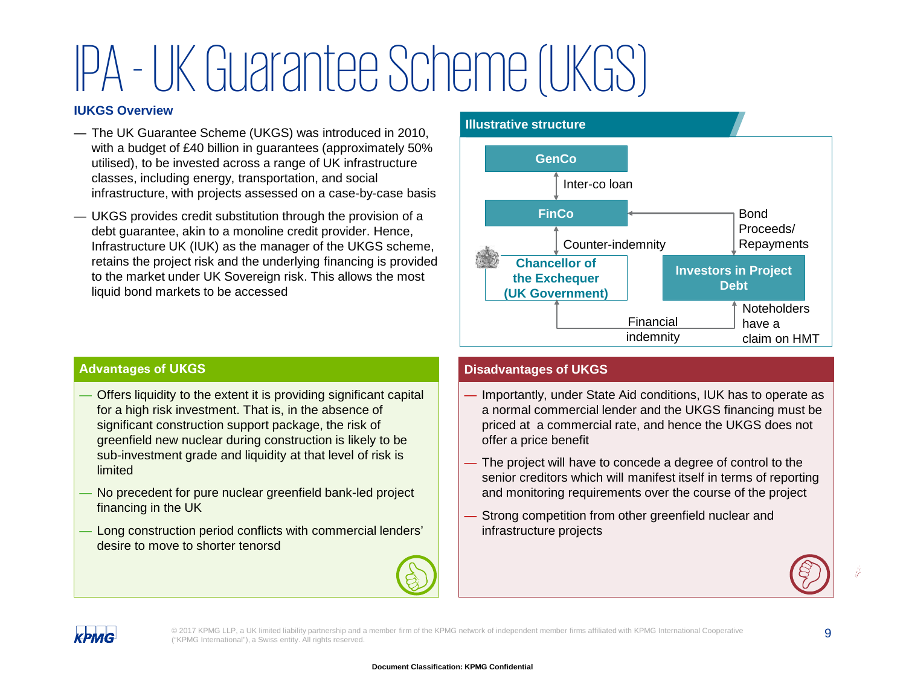# IPA - UK Guarantee Scheme (UKGS)

**IUKGS Overview**

- The UK Guarantee Scheme (UKGS) was introduced in 2010, with a budget of £40 billion in guarantees (approximately 50% utilised), to be invested across a range of UK infrastructure classes, including energy, transportation, and social infrastructure, with projects assessed on a case-by-case basis
- UKGS provides credit substitution through the provision of a debt guarantee, akin to a monoline credit provider. Hence, Infrastructure UK (IUK) as the manager of the UKGS scheme, retains the project risk and the underlying financing is provided to the market under UK Sovereign risk. This allows the most liquid bond markets to be accessed

## Illustrative structure

- GenCo ↔ FinCo: Inter-co loan
- FinCo ↔ Chancellor of the Exchequer (UK Government): Counter-indemnity
- Investors in Project Debt → FinCo: Bond Proceeds/ Repayments
- Chancellor of the Exchequer (UK Government) ↔ Investors in Project Debt: Financial indemnity; Noteholders have a claim on HMT

## Advantages of UKGS

- Offers liquidity to the extent it is providing significant capital for a high risk investment. That is, in the absence of significant construction support package, the risk of greenfield new nuclear during construction is likely to be sub-investment grade and liquidity at that level of risk is limited
- No precedent for pure nuclear greenfield bank-led project financing in the UK
- Long construction period conflicts with commercial lenders' desire to move to shorter tenorsd

## Disadvantages of UKGS

- Importantly, under State Aid conditions, IUK has to operate as a normal commercial lender and the UKGS financing must be priced at a commercial rate, and hence the UKGS does not offer a price benefit
- The project will have to concede a degree of control to the senior creditors which will manifest itself in terms of reporting and monitoring requirements over the course of the project
- Strong competition from other greenfield nuclear and infrastructure projects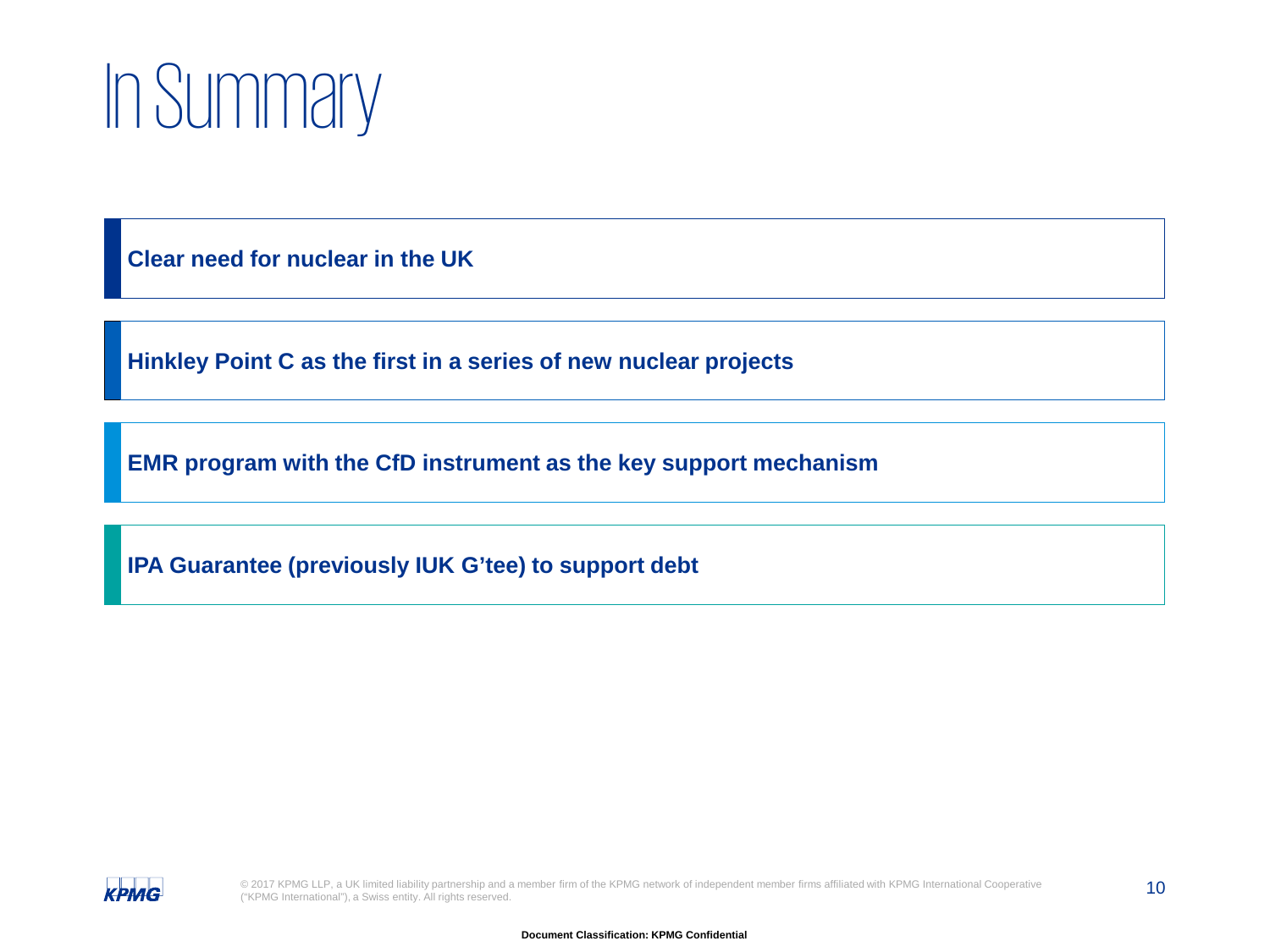# In Summary

**Clear need for nuclear in the UK**

**Hinkley Point C as the first in a series of new nuclear projects**

**EMR program with the CfD instrument as the key support mechanism**

**IPA Guarantee (previously IUK G'tee) to support debt**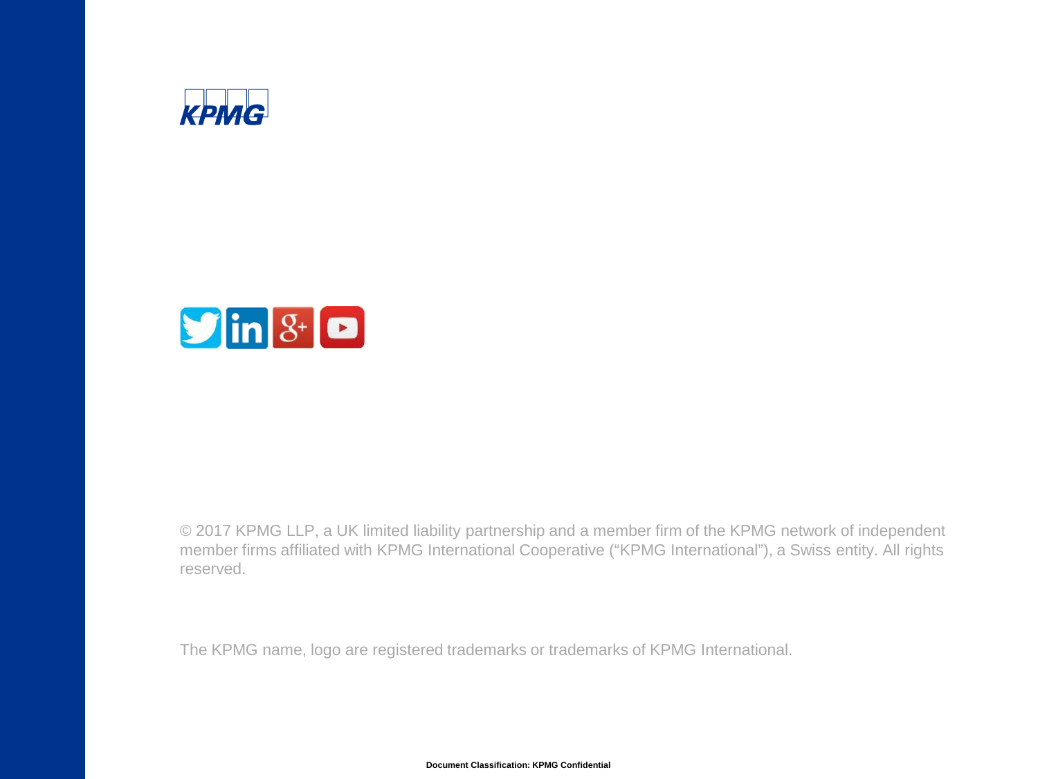© 2017 KPMG LLP, a UK limited liability partnership and a member firm of the KPMG network of independent member firms affiliated with KPMG International Cooperative (“KPMG International”), a Swiss entity. All rights reserved.

The KPMG name, logo are registered trademarks or trademarks of KPMG International.

**Document Classification: KPMG Confidential**